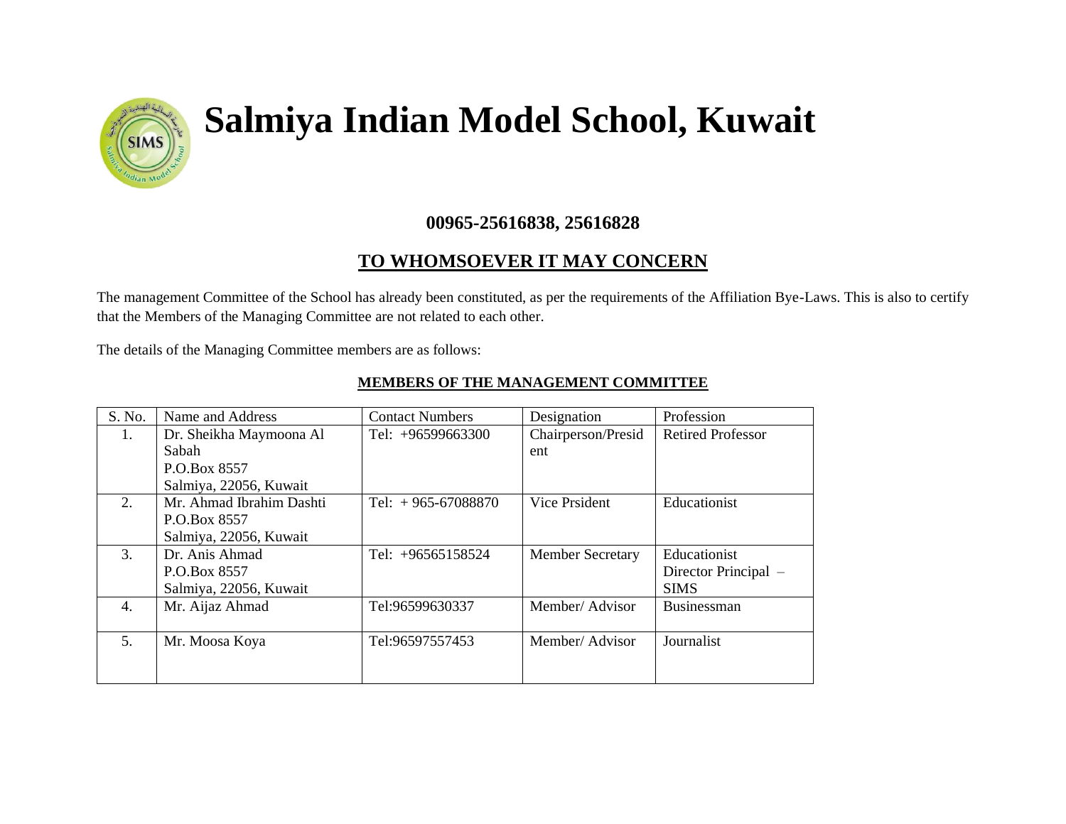# Salmiya Indian Model School, Kuwait

**00965-25616838, 25616828**

## TO WHOMSOEVER IT MAY CONCERN

The management Committee of the School has already been constituted, as per the requirements of the Affiliation Bye-Laws. This is also to certify that the Members of the Managing Committee are not related to each other.

The details of the Managing Committee members are as follows:

**MEMBERS OF THE MANAGEMENT COMMITTEE**

| S. No. | Name and Address | Contact Numbers | Designation | Profession |
|---|---|---|---|---|
| 1. | Dr. Sheikha Maymoona Al Sabah<br>P.O.Box 8557<br>Salmiya, 22056, Kuwait | Tel: +96599663300 | Chairperson/President | Retired Professor |
| 2. | Mr. Ahmad Ibrahim Dashti<br>P.O.Box 8557<br>Salmiya, 22056, Kuwait | Tel: + 965-67088870 | Vice Prsident | Educationist |
| 3. | Dr. Anis Ahmad<br>P.O.Box 8557<br>Salmiya, 22056, Kuwait | Tel: +96565158524 | Member Secretary | Educationist<br>Director Principal – SIMS |
| 4. | Mr. Aijaz Ahmad | Tel:96599630337 | Member/ Advisor | Businessman |
| 5. | Mr. Moosa Koya | Tel:96597557453 | Member/ Advisor | Journalist |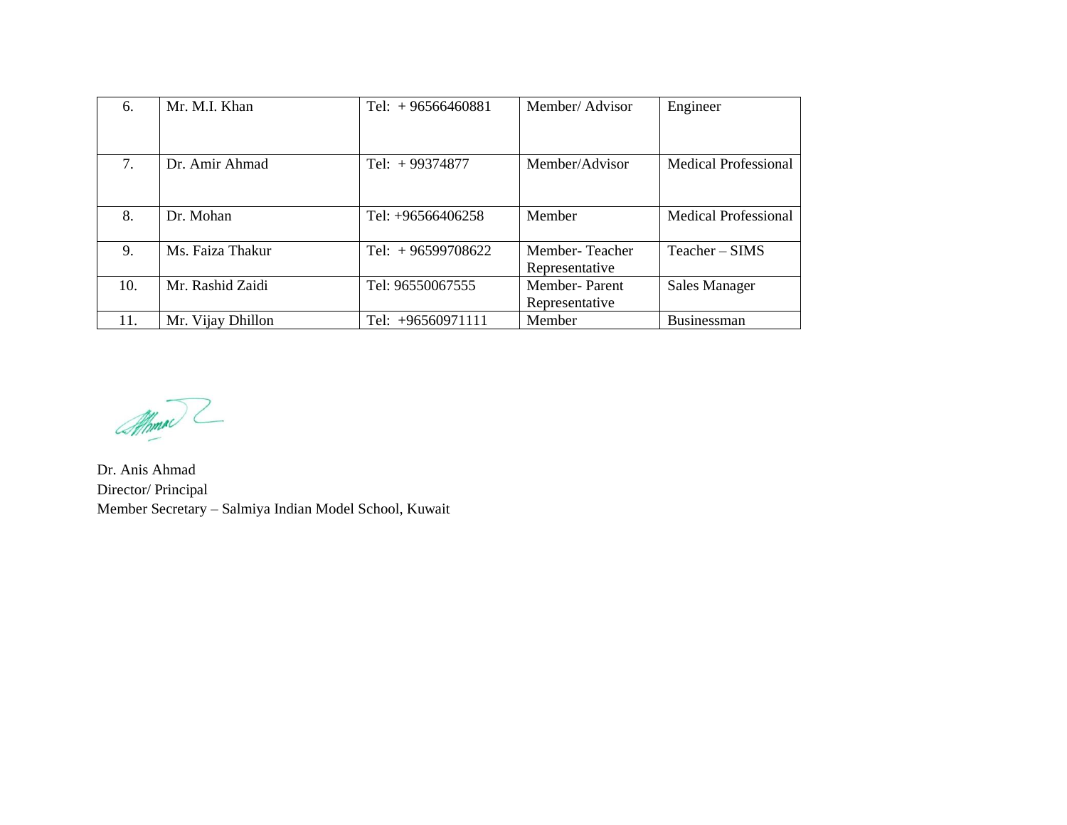| | | | | |
|---|---|---|---|---|
| 6. | Mr. M.I. Khan | Tel: + 96566460881 | Member/ Advisor | Engineer |
| 7. | Dr. Amir Ahmad | Tel: + 99374877 | Member/Advisor | Medical Professional |
| 8. | Dr. Mohan | Tel: +96566406258 | Member | Medical Professional |
| 9. | Ms. Faiza Thakur | Tel: + 96599708622 | Member- Teacher Representative | Teacher – SIMS |
| 10. | Mr. Rashid Zaidi | Tel: 96550067555 | Member- Parent Representative | Sales Manager |
| 11. | Mr. Vijay Dhillon | Tel: +96560971111 | Member | Businessman |

Dr. Anis Ahmad
Director/ Principal
Member Secretary – Salmiya Indian Model School, Kuwait